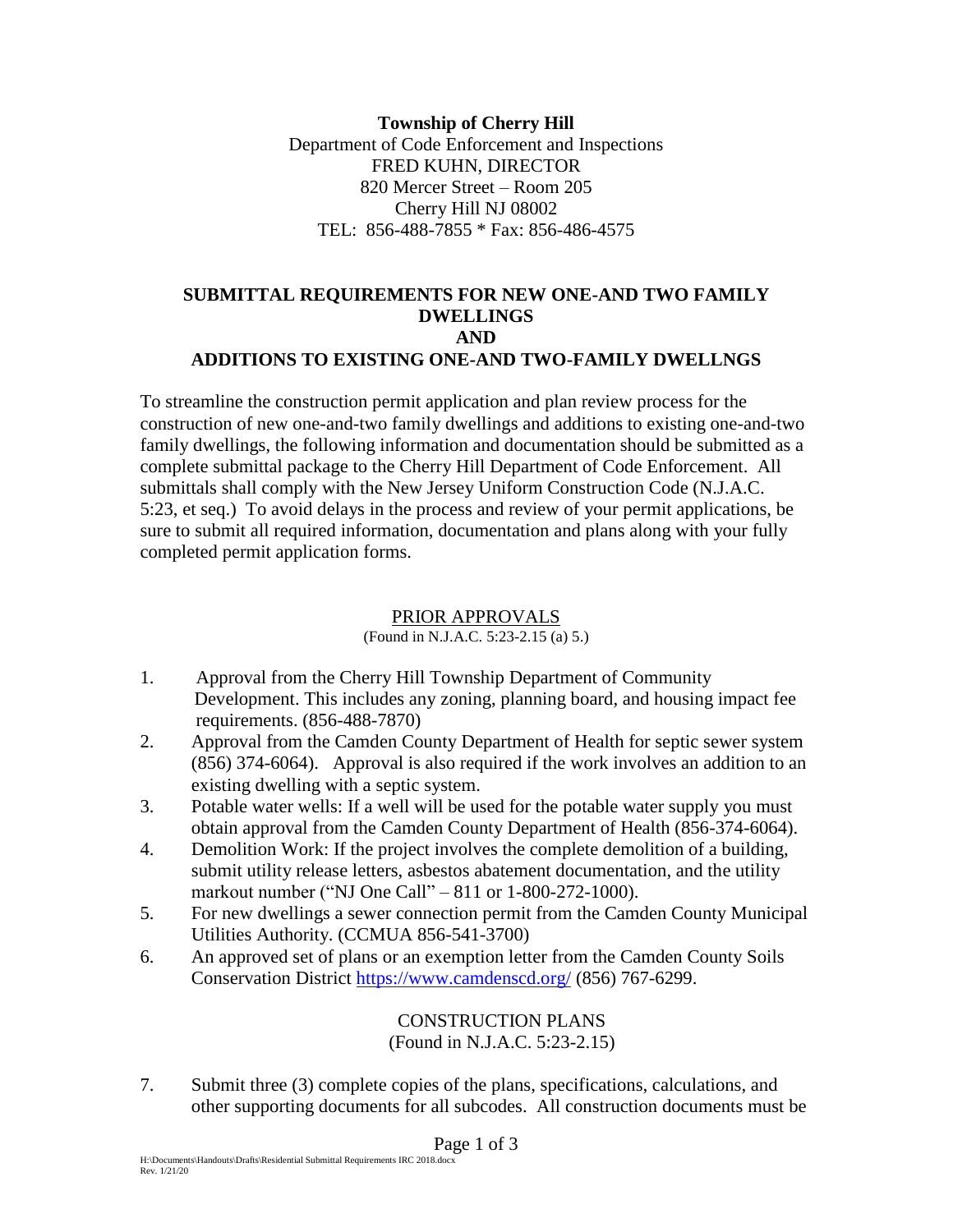**Township of Cherry Hill**
Department of Code Enforcement and Inspections
FRED KUHN, DIRECTOR
820 Mercer Street – Room 205
Cherry Hill NJ 08002
TEL: 856-488-7855 * Fax: 856-486-4575

# SUBMITTAL REQUIREMENTS FOR NEW ONE-AND TWO FAMILY DWELLINGS AND ADDITIONS TO EXISTING ONE-AND TWO-FAMILY DWELLNGS

To streamline the construction permit application and plan review process for the construction of new one-and-two family dwellings and additions to existing one-and-two family dwellings, the following information and documentation should be submitted as a complete submittal package to the Cherry Hill Department of Code Enforcement. All submittals shall comply with the New Jersey Uniform Construction Code (N.J.A.C. 5:23, et seq.) To avoid delays in the process and review of your permit applications, be sure to submit all required information, documentation and plans along with your fully completed permit application forms.

## PRIOR APPROVALS

(Found in N.J.A.C. 5:23-2.15 (a) 5.)

1. Approval from the Cherry Hill Township Department of Community Development. This includes any zoning, planning board, and housing impact fee requirements. (856-488-7870)
2. Approval from the Camden County Department of Health for septic sewer system (856) 374-6064). Approval is also required if the work involves an addition to an existing dwelling with a septic system.
3. Potable water wells: If a well will be used for the potable water supply you must obtain approval from the Camden County Department of Health (856-374-6064).
4. Demolition Work: If the project involves the complete demolition of a building, submit utility release letters, asbestos abatement documentation, and the utility markout number ("NJ One Call" – 811 or 1-800-272-1000).
5. For new dwellings a sewer connection permit from the Camden County Municipal Utilities Authority. (CCMUA 856-541-3700)
6. An approved set of plans or an exemption letter from the Camden County Soils Conservation District https://www.camdenscd.org/ (856) 767-6299.

## CONSTRUCTION PLANS

(Found in N.J.A.C. 5:23-2.15)

7. Submit three (3) complete copies of the plans, specifications, calculations, and other supporting documents for all subcodes. All construction documents must be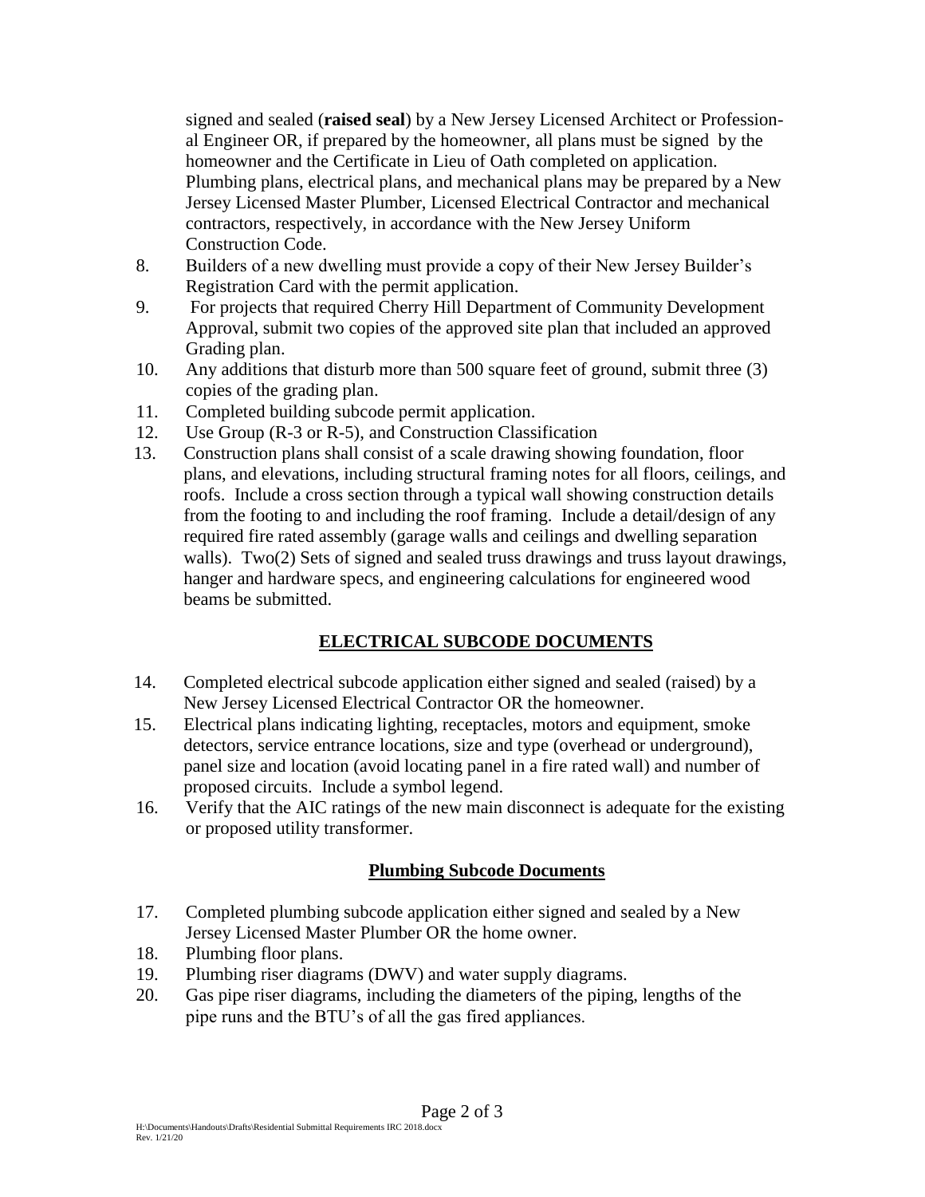signed and sealed (**raised seal**) by a New Jersey Licensed Architect or Professional Engineer OR, if prepared by the homeowner, all plans must be signed by the homeowner and the Certificate in Lieu of Oath completed on application. Plumbing plans, electrical plans, and mechanical plans may be prepared by a New Jersey Licensed Master Plumber, Licensed Electrical Contractor and mechanical contractors, respectively, in accordance with the New Jersey Uniform Construction Code.

8. Builders of a new dwelling must provide a copy of their New Jersey Builder's Registration Card with the permit application.
9. For projects that required Cherry Hill Department of Community Development Approval, submit two copies of the approved site plan that included an approved Grading plan.
10. Any additions that disturb more than 500 square feet of ground, submit three (3) copies of the grading plan.
11. Completed building subcode permit application.
12. Use Group (R-3 or R-5), and Construction Classification
13. Construction plans shall consist of a scale drawing showing foundation, floor plans, and elevations, including structural framing notes for all floors, ceilings, and roofs. Include a cross section through a typical wall showing construction details from the footing to and including the roof framing. Include a detail/design of any required fire rated assembly (garage walls and ceilings and dwelling separation walls). Two(2) Sets of signed and sealed truss drawings and truss layout drawings, hanger and hardware specs, and engineering calculations for engineered wood beams be submitted.

## ELECTRICAL SUBCODE DOCUMENTS

14. Completed electrical subcode application either signed and sealed (raised) by a New Jersey Licensed Electrical Contractor OR the homeowner.
15. Electrical plans indicating lighting, receptacles, motors and equipment, smoke detectors, service entrance locations, size and type (overhead or underground), panel size and location (avoid locating panel in a fire rated wall) and number of proposed circuits. Include a symbol legend.
16. Verify that the AIC ratings of the new main disconnect is adequate for the existing or proposed utility transformer.

## Plumbing Subcode Documents

17. Completed plumbing subcode application either signed and sealed by a New Jersey Licensed Master Plumber OR the home owner.
18. Plumbing floor plans.
19. Plumbing riser diagrams (DWV) and water supply diagrams.
20. Gas pipe riser diagrams, including the diameters of the piping, lengths of the pipe runs and the BTU's of all the gas fired appliances.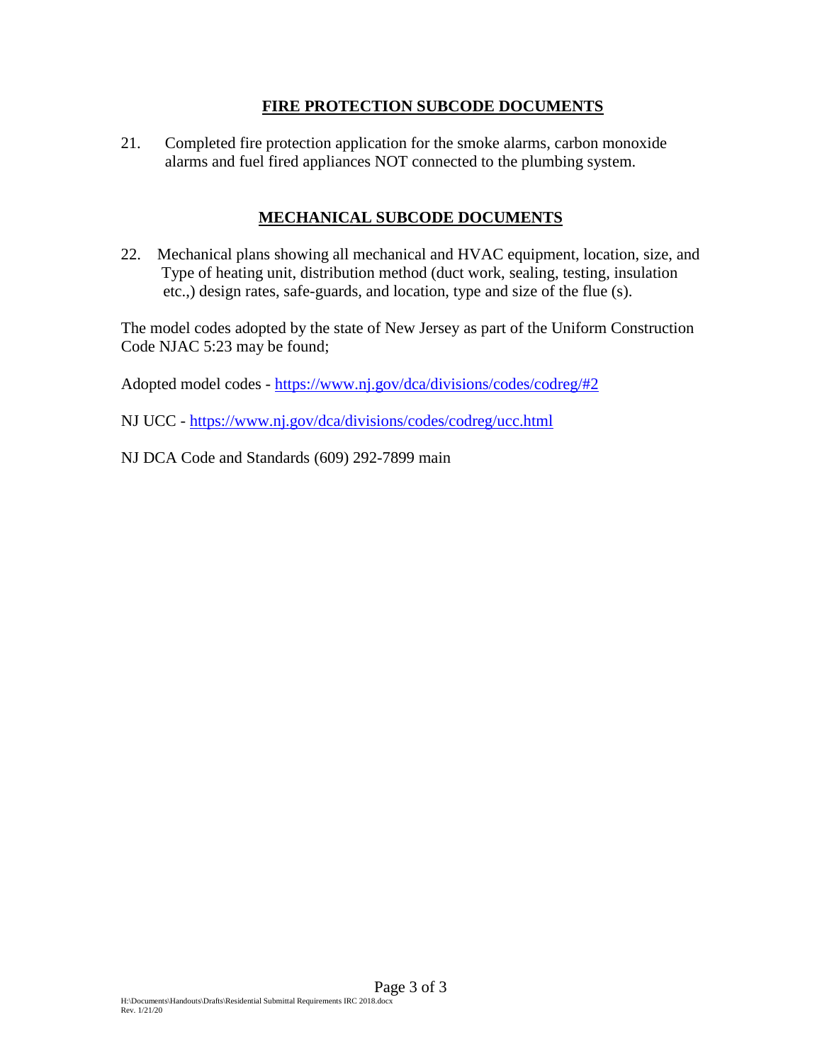## FIRE PROTECTION SUBCODE DOCUMENTS

21. Completed fire protection application for the smoke alarms, carbon monoxide alarms and fuel fired appliances NOT connected to the plumbing system.

## MECHANICAL SUBCODE DOCUMENTS

22. Mechanical plans showing all mechanical and HVAC equipment, location, size, and Type of heating unit, distribution method (duct work, sealing, testing, insulation etc.,) design rates, safe-guards, and location, type and size of the flue (s).

The model codes adopted by the state of New Jersey as part of the Uniform Construction Code NJAC 5:23 may be found;

Adopted model codes - https://www.nj.gov/dca/divisions/codes/codreg/#2

NJ UCC - https://www.nj.gov/dca/divisions/codes/codreg/ucc.html

NJ DCA Code and Standards (609) 292-7899 main